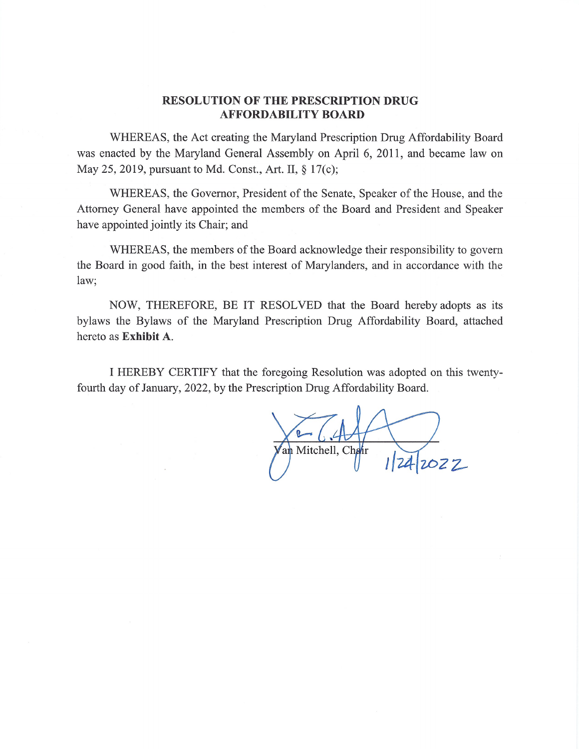**RESOLUTION OF THE PRESCRIPTION DRUG AFFORDABILITY BOARD**

WHEREAS, the Act creating the Maryland Prescription Drug Affordability Board was enacted by the Maryland General Assembly on April 6, 2011, and became law on May 25, 2019, pursuant to Md. Const., Art. II, § 17(c);

WHEREAS, the Governor, President of the Senate, Speaker of the House, and the Attorney General have appointed the members of the Board and President and Speaker have appointed jointly its Chair; and

WHEREAS, the members of the Board acknowledge their responsibility to govern the Board in good faith, in the best interest of Marylanders, and in accordance with the law;

NOW, THEREFORE, BE IT RESOLVED that the Board hereby adopts as its bylaws the Bylaws of the Maryland Prescription Drug Affordability Board, attached hereto as **Exhibit A**.

I HEREBY CERTIFY that the foregoing Resolution was adopted on this twenty-fourth day of January, 2022, by the Prescription Drug Affordability Board.

Van Mitchell, Chair

1/24/2022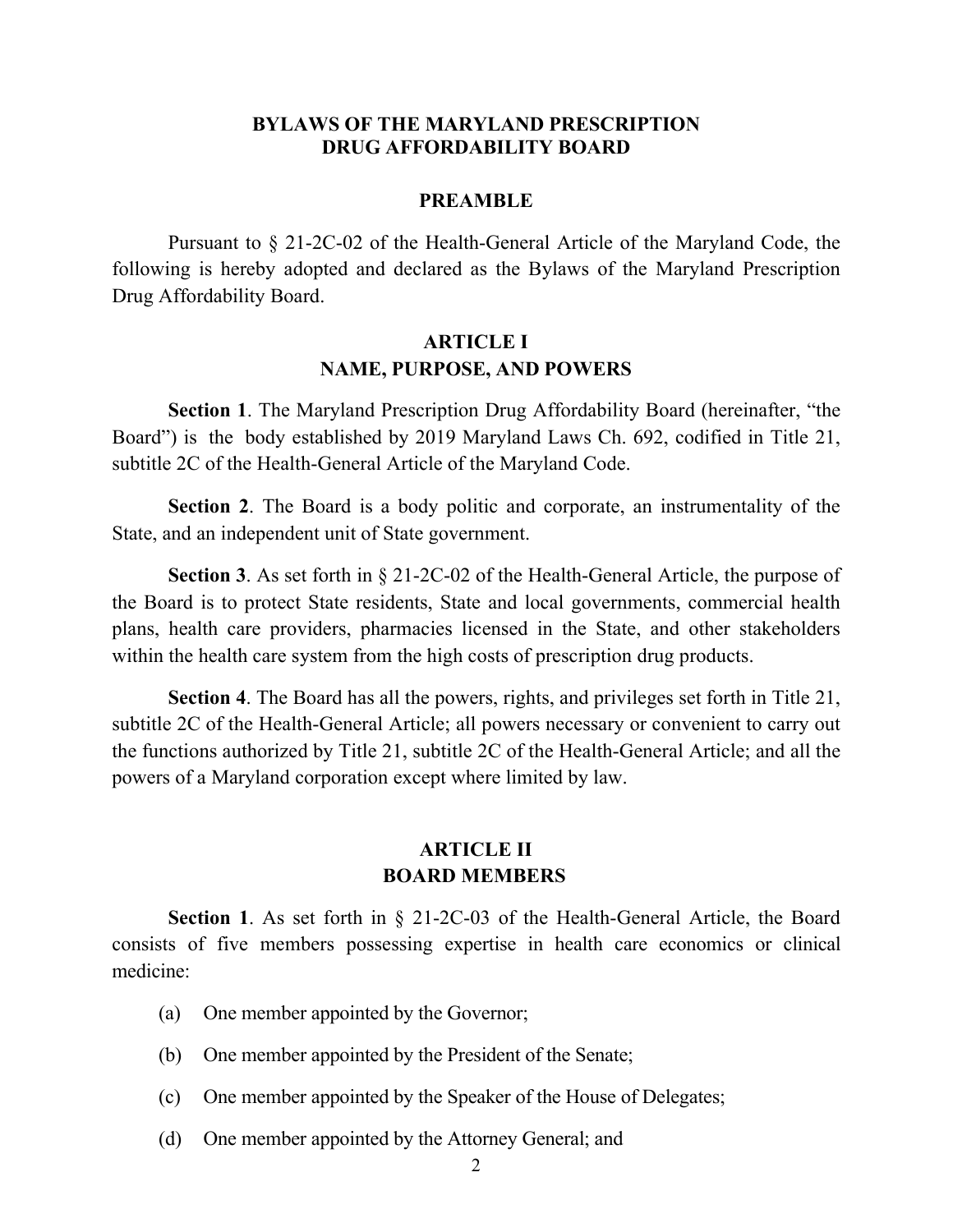# BYLAWS OF THE MARYLAND PRESCRIPTION DRUG AFFORDABILITY BOARD

## PREAMBLE

Pursuant to § 21-2C-02 of the Health-General Article of the Maryland Code, the following is hereby adopted and declared as the Bylaws of the Maryland Prescription Drug Affordability Board.

## ARTICLE I
## NAME, PURPOSE, AND POWERS

**Section 1**. The Maryland Prescription Drug Affordability Board (hereinafter, "the Board") is the body established by 2019 Maryland Laws Ch. 692, codified in Title 21, subtitle 2C of the Health-General Article of the Maryland Code.

**Section 2**. The Board is a body politic and corporate, an instrumentality of the State, and an independent unit of State government.

**Section 3**. As set forth in § 21-2C-02 of the Health-General Article, the purpose of the Board is to protect State residents, State and local governments, commercial health plans, health care providers, pharmacies licensed in the State, and other stakeholders within the health care system from the high costs of prescription drug products.

**Section 4**. The Board has all the powers, rights, and privileges set forth in Title 21, subtitle 2C of the Health-General Article; all powers necessary or convenient to carry out the functions authorized by Title 21, subtitle 2C of the Health-General Article; and all the powers of a Maryland corporation except where limited by law.

## ARTICLE II
## BOARD MEMBERS

**Section 1**. As set forth in § 21-2C-03 of the Health-General Article, the Board consists of five members possessing expertise in health care economics or clinical medicine:

(a) One member appointed by the Governor;

(b) One member appointed by the President of the Senate;

(c) One member appointed by the Speaker of the House of Delegates;

(d) One member appointed by the Attorney General; and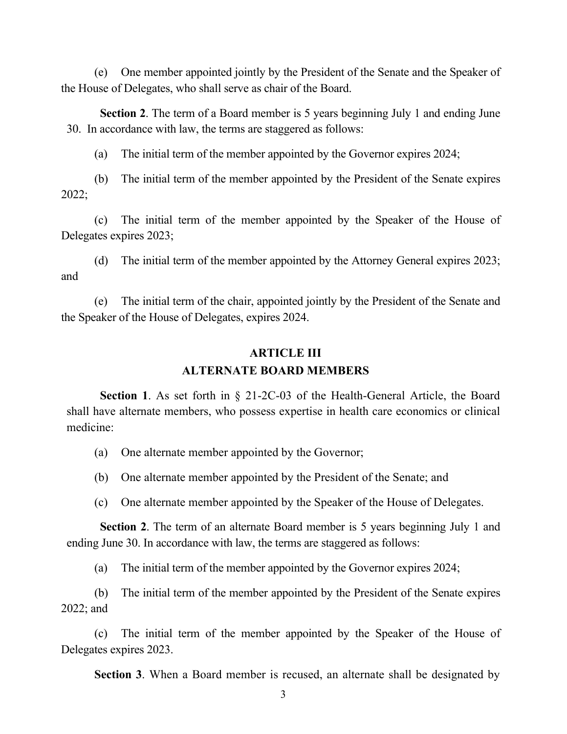(e) One member appointed jointly by the President of the Senate and the Speaker of the House of Delegates, who shall serve as chair of the Board.

**Section 2**. The term of a Board member is 5 years beginning July 1 and ending June 30. In accordance with law, the terms are staggered as follows:

(a) The initial term of the member appointed by the Governor expires 2024;

(b) The initial term of the member appointed by the President of the Senate expires 2022;

(c) The initial term of the member appointed by the Speaker of the House of Delegates expires 2023;

(d) The initial term of the member appointed by the Attorney General expires 2023; and

(e) The initial term of the chair, appointed jointly by the President of the Senate and the Speaker of the House of Delegates, expires 2024.

## ARTICLE III
## ALTERNATE BOARD MEMBERS

**Section 1**. As set forth in § 21-2C-03 of the Health-General Article, the Board shall have alternate members, who possess expertise in health care economics or clinical medicine:

(a) One alternate member appointed by the Governor;

(b) One alternate member appointed by the President of the Senate; and

(c) One alternate member appointed by the Speaker of the House of Delegates.

**Section 2**. The term of an alternate Board member is 5 years beginning July 1 and ending June 30. In accordance with law, the terms are staggered as follows:

(a) The initial term of the member appointed by the Governor expires 2024;

(b) The initial term of the member appointed by the President of the Senate expires 2022; and

(c) The initial term of the member appointed by the Speaker of the House of Delegates expires 2023.

**Section 3**. When a Board member is recused, an alternate shall be designated by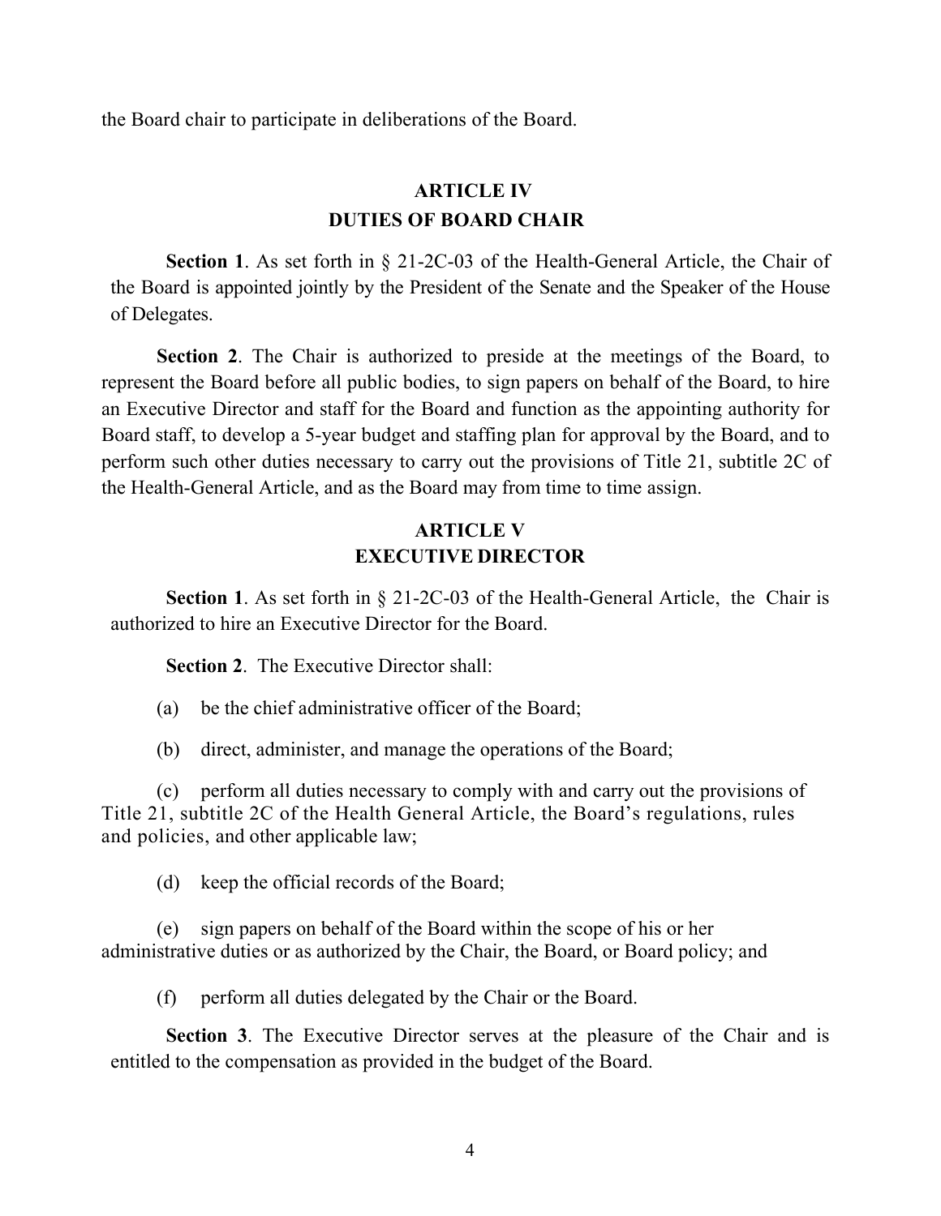the Board chair to participate in deliberations of the Board.

## ARTICLE IV
## DUTIES OF BOARD CHAIR

**Section 1**. As set forth in § 21-2C-03 of the Health-General Article, the Chair of the Board is appointed jointly by the President of the Senate and the Speaker of the House of Delegates.

**Section 2**. The Chair is authorized to preside at the meetings of the Board, to represent the Board before all public bodies, to sign papers on behalf of the Board, to hire an Executive Director and staff for the Board and function as the appointing authority for Board staff, to develop a 5-year budget and staffing plan for approval by the Board, and to perform such other duties necessary to carry out the provisions of Title 21, subtitle 2C of the Health-General Article, and as the Board may from time to time assign.

## ARTICLE V
## EXECUTIVE DIRECTOR

**Section 1**. As set forth in § 21-2C-03 of the Health-General Article, the Chair is authorized to hire an Executive Director for the Board.

**Section 2**. The Executive Director shall:

(a) be the chief administrative officer of the Board;

(b) direct, administer, and manage the operations of the Board;

(c) perform all duties necessary to comply with and carry out the provisions of Title 21, subtitle 2C of the Health General Article, the Board's regulations, rules and policies, and other applicable law;

(d) keep the official records of the Board;

(e) sign papers on behalf of the Board within the scope of his or her administrative duties or as authorized by the Chair, the Board, or Board policy; and

(f) perform all duties delegated by the Chair or the Board.

**Section 3**. The Executive Director serves at the pleasure of the Chair and is entitled to the compensation as provided in the budget of the Board.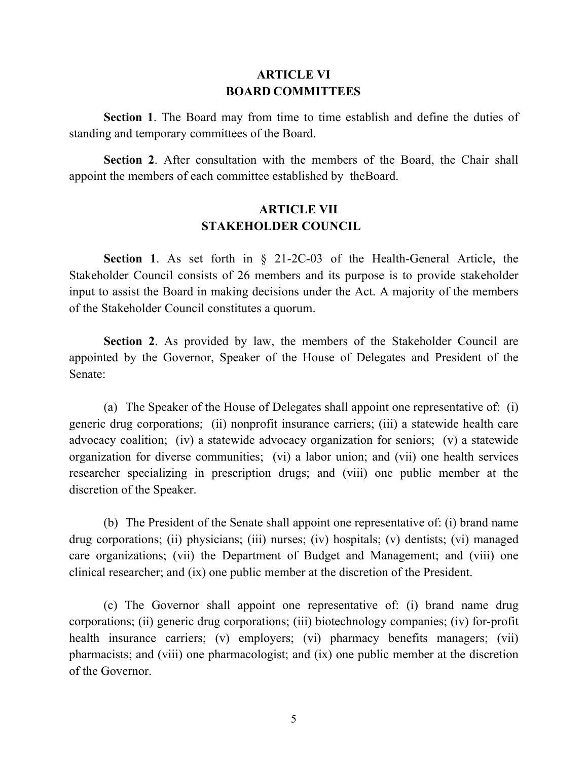## ARTICLE VI
## BOARD COMMITTEES

**Section 1**. The Board may from time to time establish and define the duties of standing and temporary committees of the Board.

**Section 2**. After consultation with the members of the Board, the Chair shall appoint the members of each committee established by theBoard.

## ARTICLE VII
## STAKEHOLDER COUNCIL

**Section 1**. As set forth in § 21-2C-03 of the Health-General Article, the Stakeholder Council consists of 26 members and its purpose is to provide stakeholder input to assist the Board in making decisions under the Act. A majority of the members of the Stakeholder Council constitutes a quorum.

**Section 2**. As provided by law, the members of the Stakeholder Council are appointed by the Governor, Speaker of the House of Delegates and President of the Senate:

(a) The Speaker of the House of Delegates shall appoint one representative of: (i) generic drug corporations; (ii) nonprofit insurance carriers; (iii) a statewide health care advocacy coalition; (iv) a statewide advocacy organization for seniors; (v) a statewide organization for diverse communities; (vi) a labor union; and (vii) one health services researcher specializing in prescription drugs; and (viii) one public member at the discretion of the Speaker.

(b) The President of the Senate shall appoint one representative of: (i) brand name drug corporations; (ii) physicians; (iii) nurses; (iv) hospitals; (v) dentists; (vi) managed care organizations; (vii) the Department of Budget and Management; and (viii) one clinical researcher; and (ix) one public member at the discretion of the President.

(c) The Governor shall appoint one representative of: (i) brand name drug corporations; (ii) generic drug corporations; (iii) biotechnology companies; (iv) for-profit health insurance carriers; (v) employers; (vi) pharmacy benefits managers; (vii) pharmacists; and (viii) one pharmacologist; and (ix) one public member at the discretion of the Governor.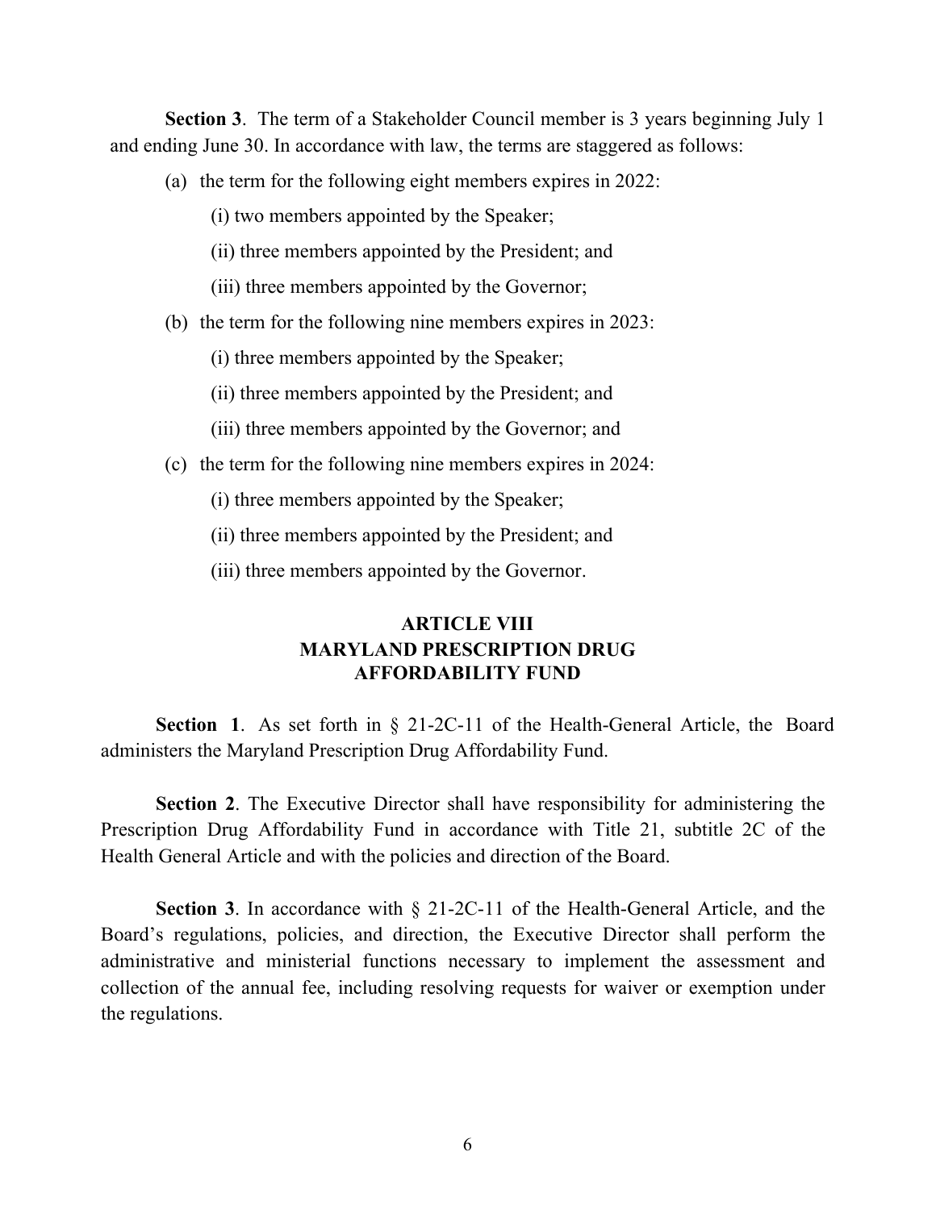**Section 3**. The term of a Stakeholder Council member is 3 years beginning July 1 and ending June 30. In accordance with law, the terms are staggered as follows:

(a) the term for the following eight members expires in 2022:

(i) two members appointed by the Speaker;

(ii) three members appointed by the President; and

(iii) three members appointed by the Governor;

(b) the term for the following nine members expires in 2023:

(i) three members appointed by the Speaker;

(ii) three members appointed by the President; and

(iii) three members appointed by the Governor; and

(c) the term for the following nine members expires in 2024:

(i) three members appointed by the Speaker;

(ii) three members appointed by the President; and

(iii) three members appointed by the Governor.

## ARTICLE VIII
## MARYLAND PRESCRIPTION DRUG AFFORDABILITY FUND

**Section 1**. As set forth in § 21-2C-11 of the Health-General Article, the Board administers the Maryland Prescription Drug Affordability Fund.

**Section 2**. The Executive Director shall have responsibility for administering the Prescription Drug Affordability Fund in accordance with Title 21, subtitle 2C of the Health General Article and with the policies and direction of the Board.

**Section 3**. In accordance with § 21-2C-11 of the Health-General Article, and the Board's regulations, policies, and direction, the Executive Director shall perform the administrative and ministerial functions necessary to implement the assessment and collection of the annual fee, including resolving requests for waiver or exemption under the regulations.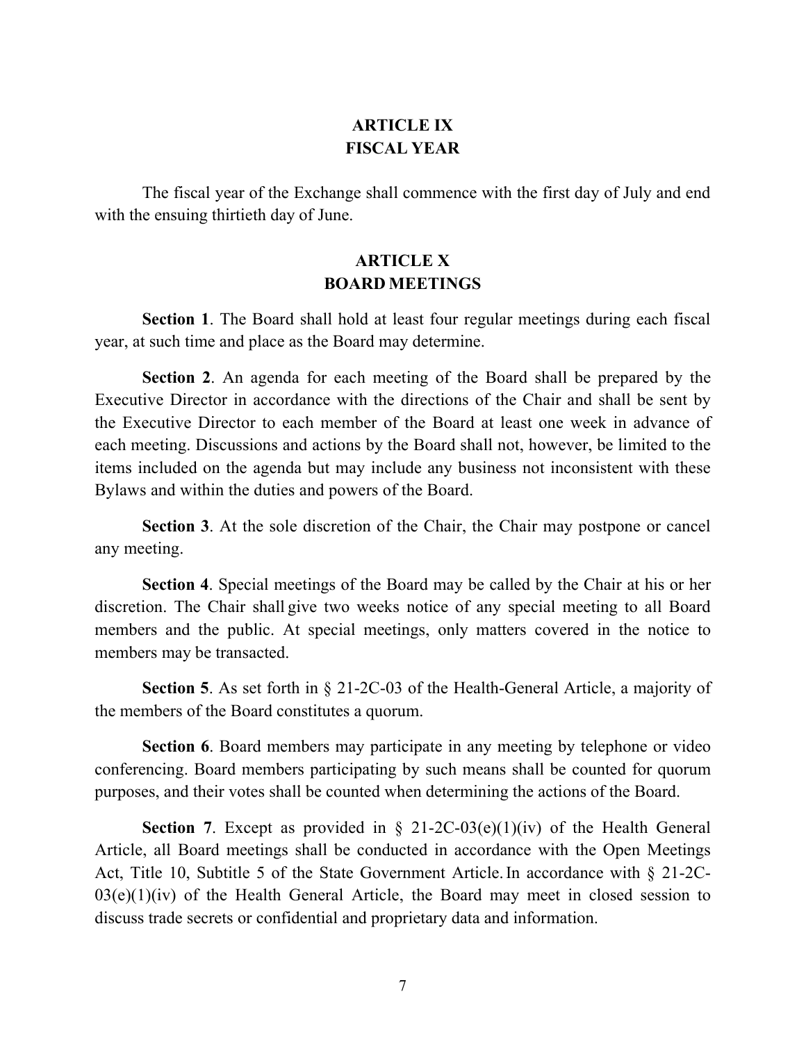## ARTICLE IX
## FISCAL YEAR

The fiscal year of the Exchange shall commence with the first day of July and end with the ensuing thirtieth day of June.

## ARTICLE X
## BOARD MEETINGS

**Section 1**. The Board shall hold at least four regular meetings during each fiscal year, at such time and place as the Board may determine.

**Section 2**. An agenda for each meeting of the Board shall be prepared by the Executive Director in accordance with the directions of the Chair and shall be sent by the Executive Director to each member of the Board at least one week in advance of each meeting. Discussions and actions by the Board shall not, however, be limited to the items included on the agenda but may include any business not inconsistent with these Bylaws and within the duties and powers of the Board.

**Section 3**. At the sole discretion of the Chair, the Chair may postpone or cancel any meeting.

**Section 4**. Special meetings of the Board may be called by the Chair at his or her discretion. The Chair shall give two weeks notice of any special meeting to all Board members and the public. At special meetings, only matters covered in the notice to members may be transacted.

**Section 5**. As set forth in § 21-2C-03 of the Health-General Article, a majority of the members of the Board constitutes a quorum.

**Section 6**. Board members may participate in any meeting by telephone or video conferencing. Board members participating by such means shall be counted for quorum purposes, and their votes shall be counted when determining the actions of the Board.

**Section 7**. Except as provided in § 21-2C-03(e)(1)(iv) of the Health General Article, all Board meetings shall be conducted in accordance with the Open Meetings Act, Title 10, Subtitle 5 of the State Government Article. In accordance with § 21-2C-03(e)(1)(iv) of the Health General Article, the Board may meet in closed session to discuss trade secrets or confidential and proprietary data and information.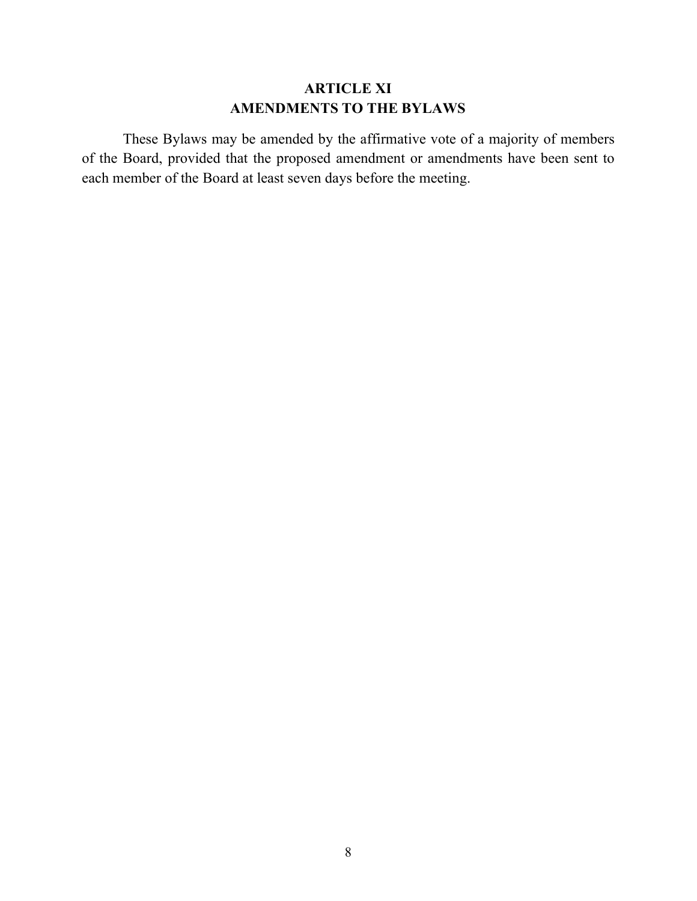## ARTICLE XI
## AMENDMENTS TO THE BYLAWS

These Bylaws may be amended by the affirmative vote of a majority of members of the Board, provided that the proposed amendment or amendments have been sent to each member of the Board at least seven days before the meeting.